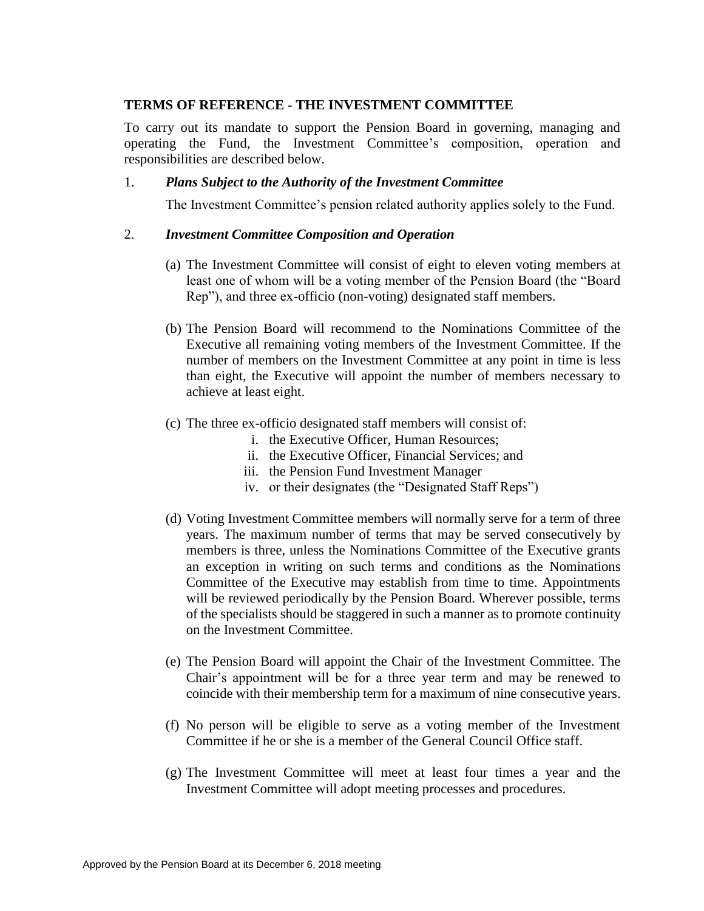**TERMS OF REFERENCE - THE INVESTMENT COMMITTEE**

To carry out its mandate to support the Pension Board in governing, managing and operating the Fund, the Investment Committee's composition, operation and responsibilities are described below.

1. ***Plans Subject to the Authority of the Investment Committee***

   The Investment Committee's pension related authority applies solely to the Fund.

2. ***Investment Committee Composition and Operation***

   (a) The Investment Committee will consist of eight to eleven voting members at least one of whom will be a voting member of the Pension Board (the "Board Rep"), and three ex-officio (non-voting) designated staff members.

   (b) The Pension Board will recommend to the Nominations Committee of the Executive all remaining voting members of the Investment Committee. If the number of members on the Investment Committee at any point in time is less than eight, the Executive will appoint the number of members necessary to achieve at least eight.

   (c) The three ex-officio designated staff members will consist of:
      i. the Executive Officer, Human Resources;
      ii. the Executive Officer, Financial Services; and
      iii. the Pension Fund Investment Manager
      iv. or their designates (the "Designated Staff Reps")

   (d) Voting Investment Committee members will normally serve for a term of three years. The maximum number of terms that may be served consecutively by members is three, unless the Nominations Committee of the Executive grants an exception in writing on such terms and conditions as the Nominations Committee of the Executive may establish from time to time. Appointments will be reviewed periodically by the Pension Board. Wherever possible, terms of the specialists should be staggered in such a manner as to promote continuity on the Investment Committee.

   (e) The Pension Board will appoint the Chair of the Investment Committee. The Chair's appointment will be for a three year term and may be renewed to coincide with their membership term for a maximum of nine consecutive years.

   (f) No person will be eligible to serve as a voting member of the Investment Committee if he or she is a member of the General Council Office staff.

   (g) The Investment Committee will meet at least four times a year and the Investment Committee will adopt meeting processes and procedures.

Approved by the Pension Board at its December 6, 2018 meeting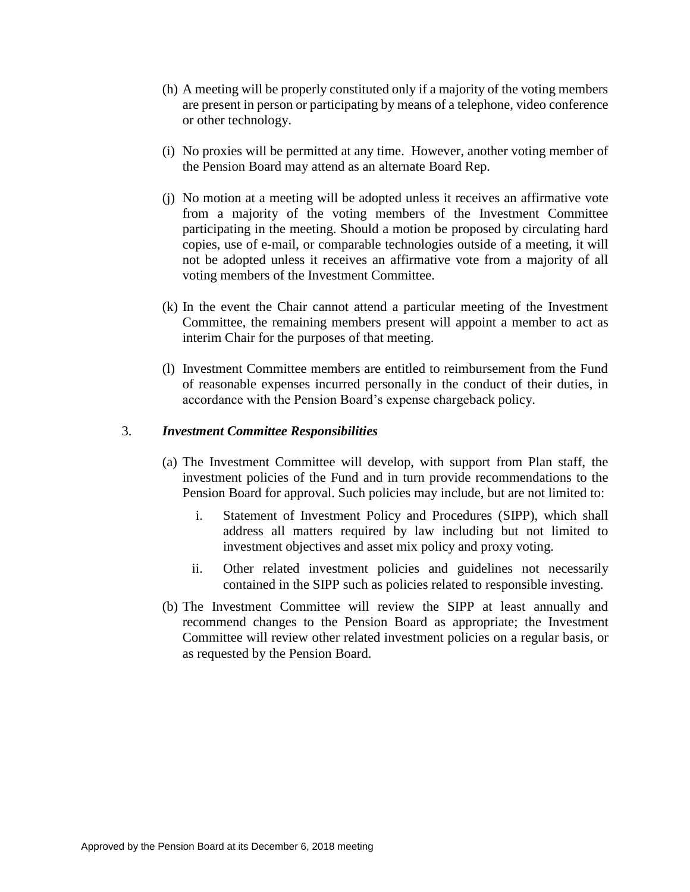(h) A meeting will be properly constituted only if a majority of the voting members are present in person or participating by means of a telephone, video conference or other technology.

(i) No proxies will be permitted at any time. However, another voting member of the Pension Board may attend as an alternate Board Rep.

(j) No motion at a meeting will be adopted unless it receives an affirmative vote from a majority of the voting members of the Investment Committee participating in the meeting. Should a motion be proposed by circulating hard copies, use of e-mail, or comparable technologies outside of a meeting, it will not be adopted unless it receives an affirmative vote from a majority of all voting members of the Investment Committee.

(k) In the event the Chair cannot attend a particular meeting of the Investment Committee, the remaining members present will appoint a member to act as interim Chair for the purposes of that meeting.

(l) Investment Committee members are entitled to reimbursement from the Fund of reasonable expenses incurred personally in the conduct of their duties, in accordance with the Pension Board's expense chargeback policy.

3. ***Investment Committee Responsibilities***

(a) The Investment Committee will develop, with support from Plan staff, the investment policies of the Fund and in turn provide recommendations to the Pension Board for approval. Such policies may include, but are not limited to:

   i. Statement of Investment Policy and Procedures (SIPP), which shall address all matters required by law including but not limited to investment objectives and asset mix policy and proxy voting.

   ii. Other related investment policies and guidelines not necessarily contained in the SIPP such as policies related to responsible investing.

(b) The Investment Committee will review the SIPP at least annually and recommend changes to the Pension Board as appropriate; the Investment Committee will review other related investment policies on a regular basis, or as requested by the Pension Board.

Approved by the Pension Board at its December 6, 2018 meeting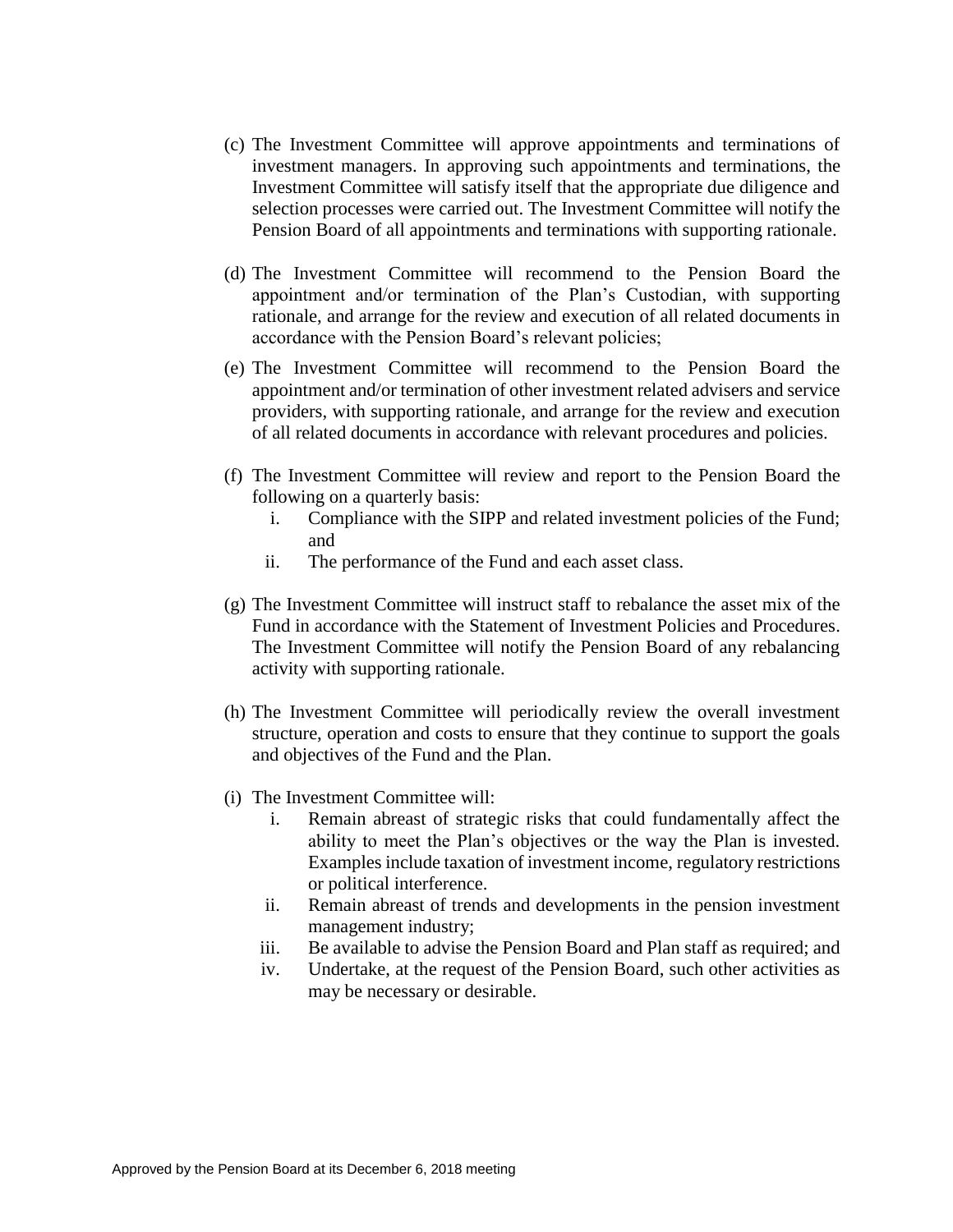(c) The Investment Committee will approve appointments and terminations of investment managers. In approving such appointments and terminations, the Investment Committee will satisfy itself that the appropriate due diligence and selection processes were carried out. The Investment Committee will notify the Pension Board of all appointments and terminations with supporting rationale.

(d) The Investment Committee will recommend to the Pension Board the appointment and/or termination of the Plan's Custodian, with supporting rationale, and arrange for the review and execution of all related documents in accordance with the Pension Board's relevant policies;

(e) The Investment Committee will recommend to the Pension Board the appointment and/or termination of other investment related advisers and service providers, with supporting rationale, and arrange for the review and execution of all related documents in accordance with relevant procedures and policies.

(f) The Investment Committee will review and report to the Pension Board the following on a quarterly basis:

   i. Compliance with the SIPP and related investment policies of the Fund; and
   ii. The performance of the Fund and each asset class.

(g) The Investment Committee will instruct staff to rebalance the asset mix of the Fund in accordance with the Statement of Investment Policies and Procedures. The Investment Committee will notify the Pension Board of any rebalancing activity with supporting rationale.

(h) The Investment Committee will periodically review the overall investment structure, operation and costs to ensure that they continue to support the goals and objectives of the Fund and the Plan.

(i) The Investment Committee will:

   i. Remain abreast of strategic risks that could fundamentally affect the ability to meet the Plan's objectives or the way the Plan is invested. Examples include taxation of investment income, regulatory restrictions or political interference.
   ii. Remain abreast of trends and developments in the pension investment management industry;
   iii. Be available to advise the Pension Board and Plan staff as required; and
   iv. Undertake, at the request of the Pension Board, such other activities as may be necessary or desirable.

Approved by the Pension Board at its December 6, 2018 meeting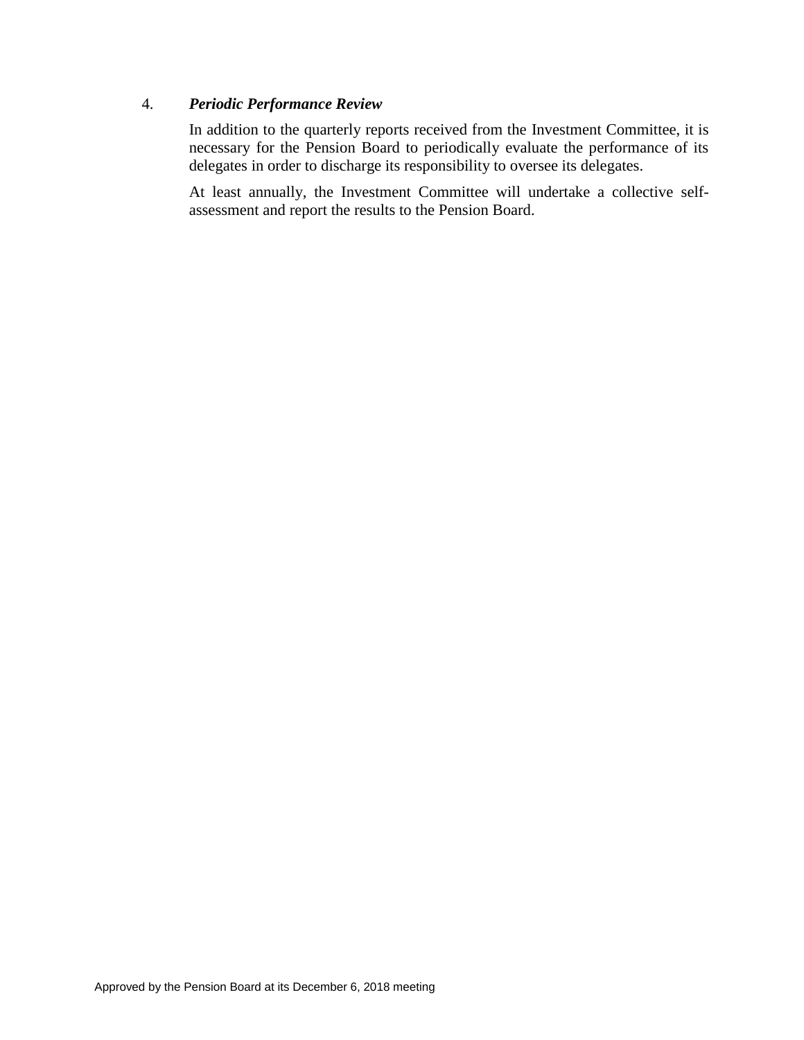4. ***Periodic Performance Review***

In addition to the quarterly reports received from the Investment Committee, it is necessary for the Pension Board to periodically evaluate the performance of its delegates in order to discharge its responsibility to oversee its delegates.

At least annually, the Investment Committee will undertake a collective self-assessment and report the results to the Pension Board.

Approved by the Pension Board at its December 6, 2018 meeting